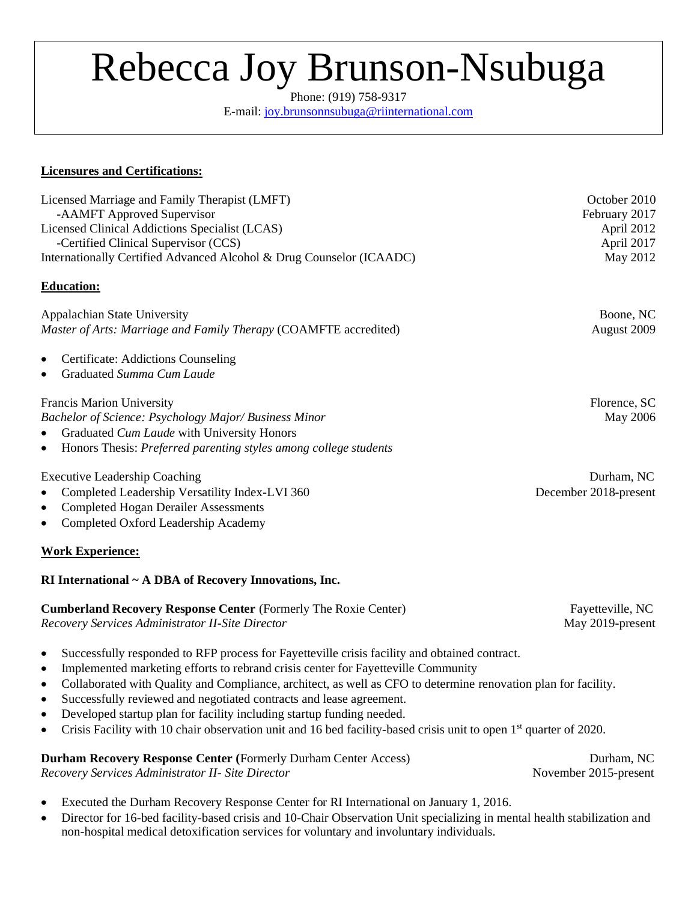# Rebecca Joy Brunson-Nsubuga

Phone: (919) 758-9317
E-mail: [joy.brunsonnsubuga@riinternational.com](mailto:joy.brunsonnsubuga@riinternational.com)

## Licensures and Certifications:

Licensed Marriage and Family Therapist (LMFT) — October 2010
- -AAMFT Approved Supervisor — February 2017

Licensed Clinical Addictions Specialist (LCAS) — April 2012
- -Certified Clinical Supervisor (CCS) — April 2017

Internationally Certified Advanced Alcohol & Drug Counselor (ICAADC) — May 2012

## Education:

Appalachian State University — Boone, NC
*Master of Arts: Marriage and Family Therapy* (COAMFTE accredited) — August 2009

- Certificate: Addictions Counseling
- Graduated *Summa Cum Laude*

Francis Marion University — Florence, SC
*Bachelor of Science: Psychology Major/ Business Minor* — May 2006

- Graduated *Cum Laude* with University Honors
- Honors Thesis: *Preferred parenting styles among college students*

Executive Leadership Coaching — Durham, NC

- Completed Leadership Versatility Index-LVI 360 — December 2018-present
- Completed Hogan Derailer Assessments
- Completed Oxford Leadership Academy

## Work Experience:

**RI International ~ A DBA of Recovery Innovations, Inc.**

**Cumberland Recovery Response Center** (Formerly The Roxie Center) — Fayetteville, NC
*Recovery Services Administrator II-Site Director* — May 2019-present

- Successfully responded to RFP process for Fayetteville crisis facility and obtained contract.
- Implemented marketing efforts to rebrand crisis center for Fayetteville Community
- Collaborated with Quality and Compliance, architect, as well as CFO to determine renovation plan for facility.
- Successfully reviewed and negotiated contracts and lease agreement.
- Developed startup plan for facility including startup funding needed.
- Crisis Facility with 10 chair observation unit and 16 bed facility-based crisis unit to open 1st quarter of 2020.

**Durham Recovery Response Center (**Formerly Durham Center Access) — Durham, NC
*Recovery Services Administrator II- Site Director* — November 2015-present

- Executed the Durham Recovery Response Center for RI International on January 1, 2016.
- Director for 16-bed facility-based crisis and 10-Chair Observation Unit specializing in mental health stabilization and non-hospital medical detoxification services for voluntary and involuntary individuals.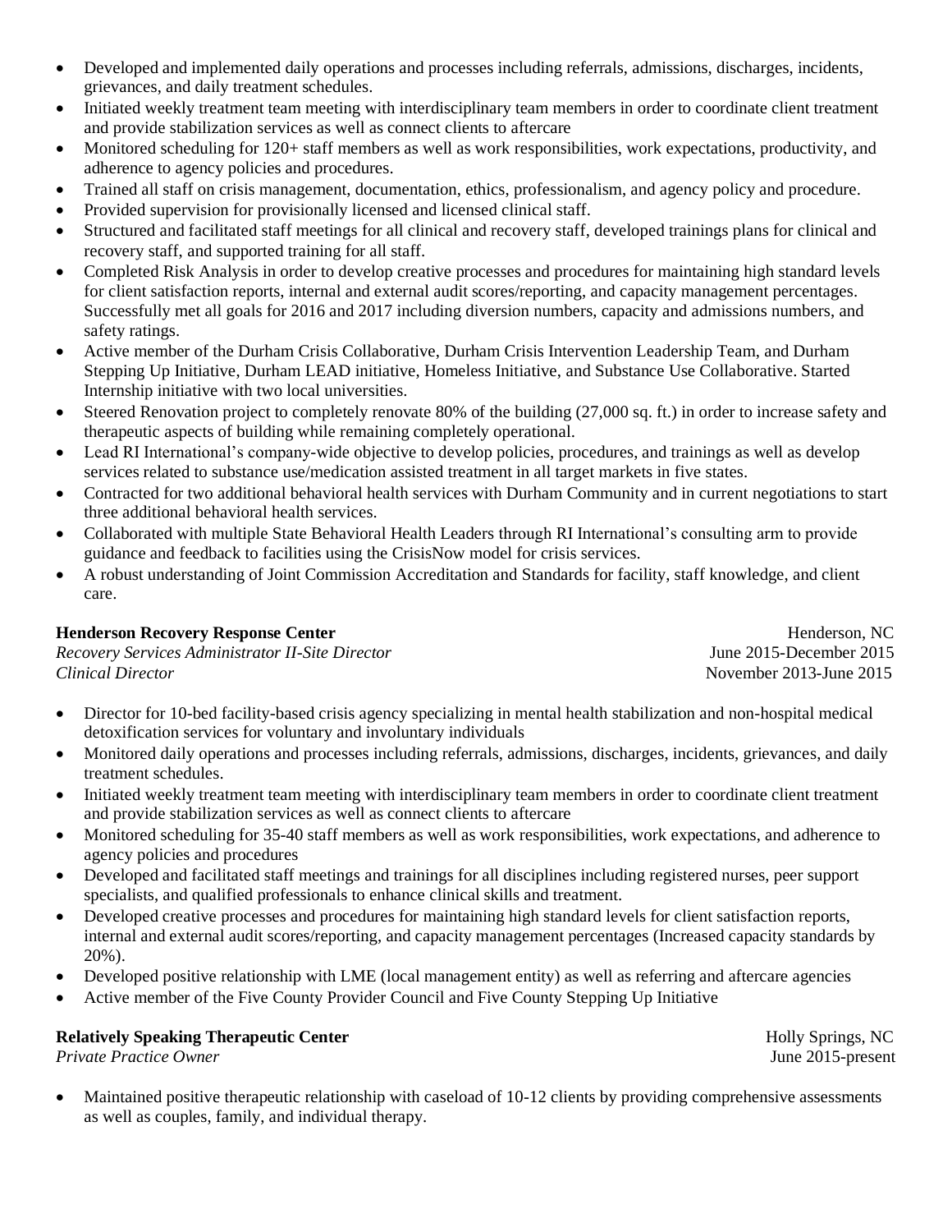- Developed and implemented daily operations and processes including referrals, admissions, discharges, incidents, grievances, and daily treatment schedules.
- Initiated weekly treatment team meeting with interdisciplinary team members in order to coordinate client treatment and provide stabilization services as well as connect clients to aftercare
- Monitored scheduling for 120+ staff members as well as work responsibilities, work expectations, productivity, and adherence to agency policies and procedures.
- Trained all staff on crisis management, documentation, ethics, professionalism, and agency policy and procedure.
- Provided supervision for provisionally licensed and licensed clinical staff.
- Structured and facilitated staff meetings for all clinical and recovery staff, developed trainings plans for clinical and recovery staff, and supported training for all staff.
- Completed Risk Analysis in order to develop creative processes and procedures for maintaining high standard levels for client satisfaction reports, internal and external audit scores/reporting, and capacity management percentages. Successfully met all goals for 2016 and 2017 including diversion numbers, capacity and admissions numbers, and safety ratings.
- Active member of the Durham Crisis Collaborative, Durham Crisis Intervention Leadership Team, and Durham Stepping Up Initiative, Durham LEAD initiative, Homeless Initiative, and Substance Use Collaborative. Started Internship initiative with two local universities.
- Steered Renovation project to completely renovate 80% of the building (27,000 sq. ft.) in order to increase safety and therapeutic aspects of building while remaining completely operational.
- Lead RI International's company-wide objective to develop policies, procedures, and trainings as well as develop services related to substance use/medication assisted treatment in all target markets in five states.
- Contracted for two additional behavioral health services with Durham Community and in current negotiations to start three additional behavioral health services.
- Collaborated with multiple State Behavioral Health Leaders through RI International's consulting arm to provide guidance and feedback to facilities using the CrisisNow model for crisis services.
- A robust understanding of Joint Commission Accreditation and Standards for facility, staff knowledge, and client care.

**Henderson Recovery Response Center** — Henderson, NC
*Recovery Services Administrator II-Site Director* — June 2015-December 2015
*Clinical Director* — November 2013-June 2015

- Director for 10-bed facility-based crisis agency specializing in mental health stabilization and non-hospital medical detoxification services for voluntary and involuntary individuals
- Monitored daily operations and processes including referrals, admissions, discharges, incidents, grievances, and daily treatment schedules.
- Initiated weekly treatment team meeting with interdisciplinary team members in order to coordinate client treatment and provide stabilization services as well as connect clients to aftercare
- Monitored scheduling for 35-40 staff members as well as work responsibilities, work expectations, and adherence to agency policies and procedures
- Developed and facilitated staff meetings and trainings for all disciplines including registered nurses, peer support specialists, and qualified professionals to enhance clinical skills and treatment.
- Developed creative processes and procedures for maintaining high standard levels for client satisfaction reports, internal and external audit scores/reporting, and capacity management percentages (Increased capacity standards by 20%).
- Developed positive relationship with LME (local management entity) as well as referring and aftercare agencies
- Active member of the Five County Provider Council and Five County Stepping Up Initiative

**Relatively Speaking Therapeutic Center** — Holly Springs, NC
*Private Practice Owner* — June 2015-present

- Maintained positive therapeutic relationship with caseload of 10-12 clients by providing comprehensive assessments as well as couples, family, and individual therapy.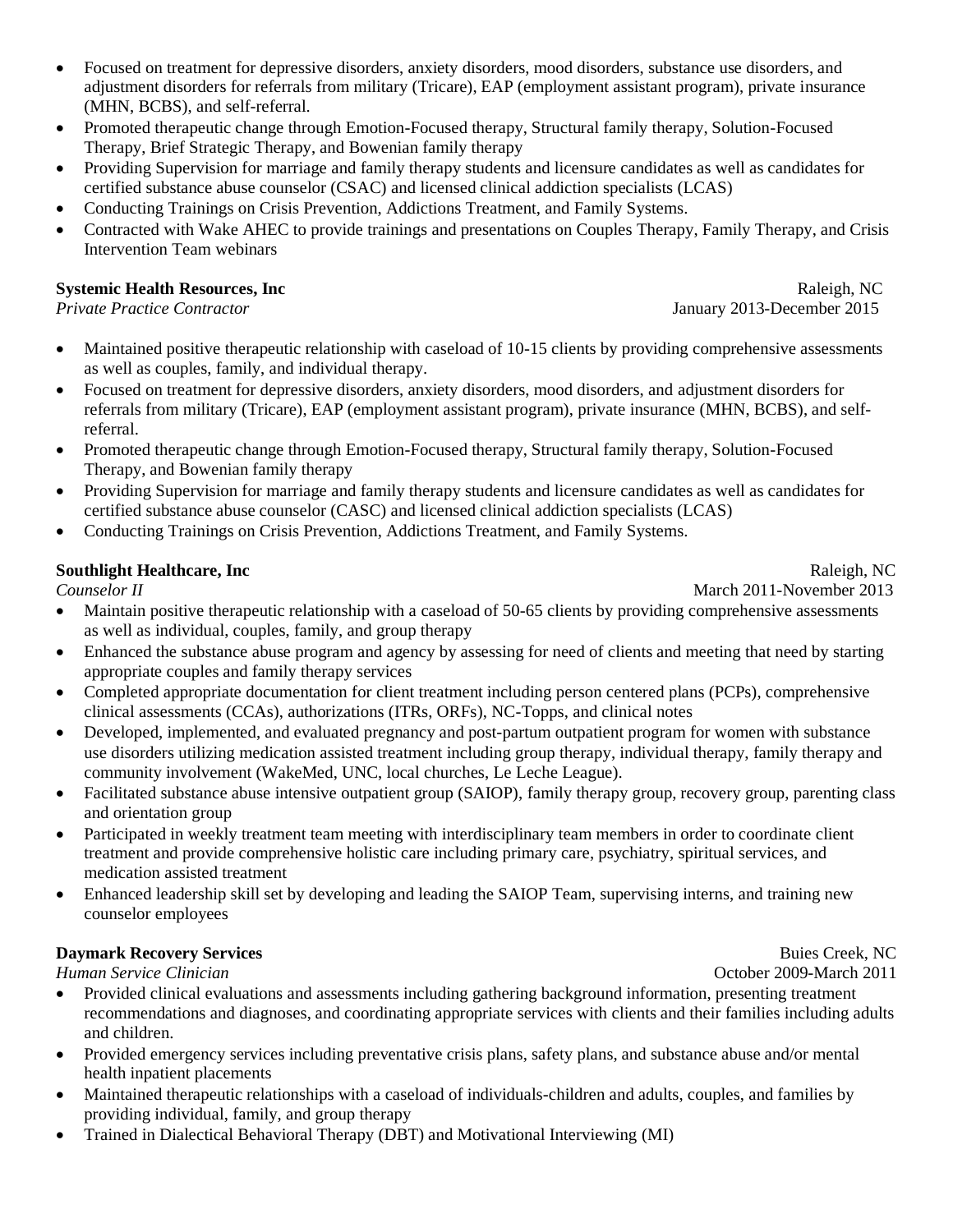- Focused on treatment for depressive disorders, anxiety disorders, mood disorders, substance use disorders, and adjustment disorders for referrals from military (Tricare), EAP (employment assistant program), private insurance (MHN, BCBS), and self-referral.
- Promoted therapeutic change through Emotion-Focused therapy, Structural family therapy, Solution-Focused Therapy, Brief Strategic Therapy, and Bowenian family therapy
- Providing Supervision for marriage and family therapy students and licensure candidates as well as candidates for certified substance abuse counselor (CSAC) and licensed clinical addiction specialists (LCAS)
- Conducting Trainings on Crisis Prevention, Addictions Treatment, and Family Systems.
- Contracted with Wake AHEC to provide trainings and presentations on Couples Therapy, Family Therapy, and Crisis Intervention Team webinars

**Systemic Health Resources, Inc** Raleigh, NC
*Private Practice Contractor* January 2013-December 2015

- Maintained positive therapeutic relationship with caseload of 10-15 clients by providing comprehensive assessments as well as couples, family, and individual therapy.
- Focused on treatment for depressive disorders, anxiety disorders, mood disorders, and adjustment disorders for referrals from military (Tricare), EAP (employment assistant program), private insurance (MHN, BCBS), and self-referral.
- Promoted therapeutic change through Emotion-Focused therapy, Structural family therapy, Solution-Focused Therapy, and Bowenian family therapy
- Providing Supervision for marriage and family therapy students and licensure candidates as well as candidates for certified substance abuse counselor (CASC) and licensed clinical addiction specialists (LCAS)
- Conducting Trainings on Crisis Prevention, Addictions Treatment, and Family Systems.

**Southlight Healthcare, Inc** Raleigh, NC
*Counselor II* March 2011-November 2013

- Maintain positive therapeutic relationship with a caseload of 50-65 clients by providing comprehensive assessments as well as individual, couples, family, and group therapy
- Enhanced the substance abuse program and agency by assessing for need of clients and meeting that need by starting appropriate couples and family therapy services
- Completed appropriate documentation for client treatment including person centered plans (PCPs), comprehensive clinical assessments (CCAs), authorizations (ITRs, ORFs), NC-Topps, and clinical notes
- Developed, implemented, and evaluated pregnancy and post-partum outpatient program for women with substance use disorders utilizing medication assisted treatment including group therapy, individual therapy, family therapy and community involvement (WakeMed, UNC, local churches, Le Leche League).
- Facilitated substance abuse intensive outpatient group (SAIOP), family therapy group, recovery group, parenting class and orientation group
- Participated in weekly treatment team meeting with interdisciplinary team members in order to coordinate client treatment and provide comprehensive holistic care including primary care, psychiatry, spiritual services, and medication assisted treatment
- Enhanced leadership skill set by developing and leading the SAIOP Team, supervising interns, and training new counselor employees

**Daymark Recovery Services** Buies Creek, NC
*Human Service Clinician* October 2009-March 2011

- Provided clinical evaluations and assessments including gathering background information, presenting treatment recommendations and diagnoses, and coordinating appropriate services with clients and their families including adults and children.
- Provided emergency services including preventative crisis plans, safety plans, and substance abuse and/or mental health inpatient placements
- Maintained therapeutic relationships with a caseload of individuals-children and adults, couples, and families by providing individual, family, and group therapy
- Trained in Dialectical Behavioral Therapy (DBT) and Motivational Interviewing (MI)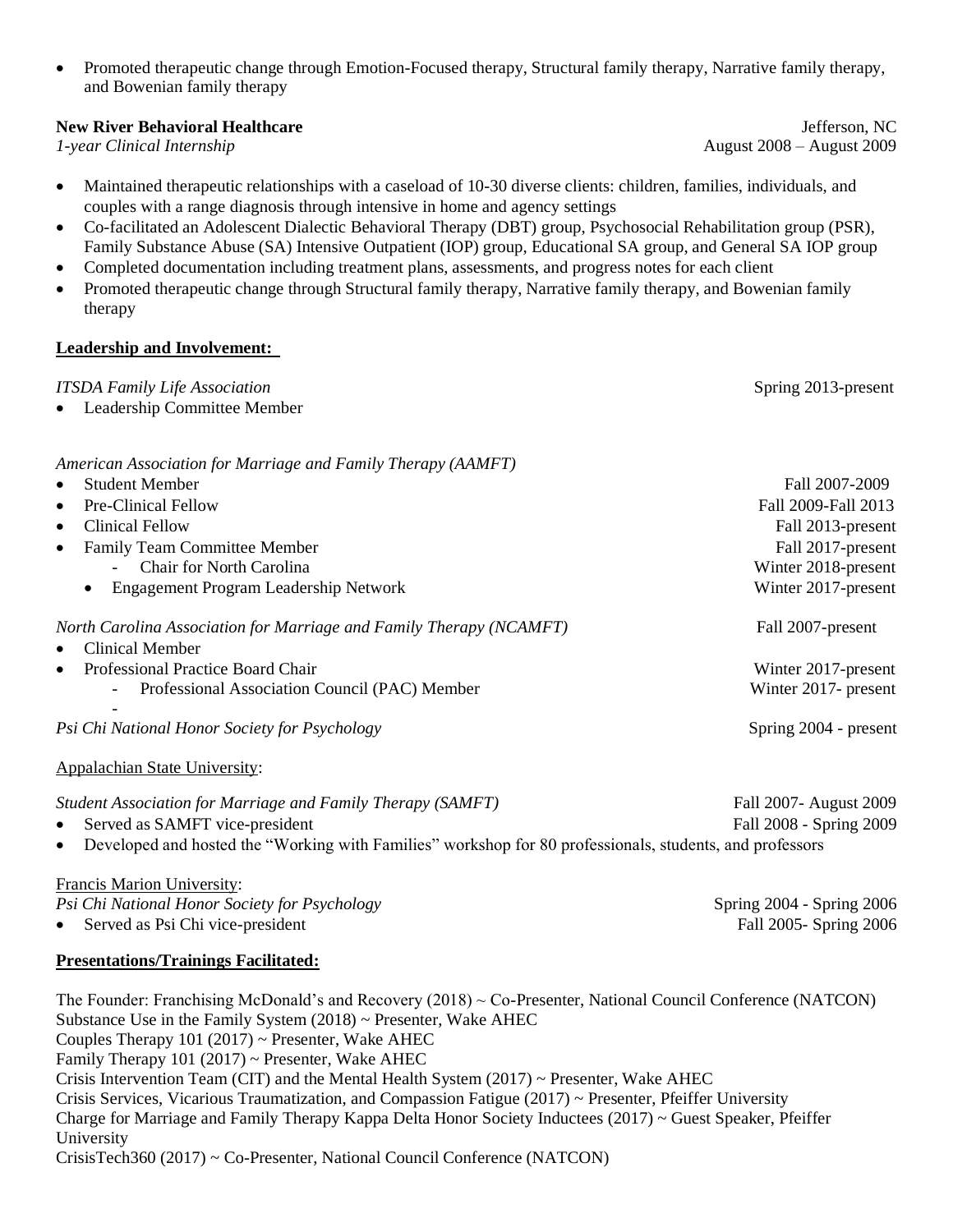- Promoted therapeutic change through Emotion-Focused therapy, Structural family therapy, Narrative family therapy, and Bowenian family therapy

**New River Behavioral Healthcare** Jefferson, NC
*1-year Clinical Internship* August 2008 – August 2009

- Maintained therapeutic relationships with a caseload of 10-30 diverse clients: children, families, individuals, and couples with a range diagnosis through intensive in home and agency settings
- Co-facilitated an Adolescent Dialectic Behavioral Therapy (DBT) group, Psychosocial Rehabilitation group (PSR), Family Substance Abuse (SA) Intensive Outpatient (IOP) group, Educational SA group, and General SA IOP group
- Completed documentation including treatment plans, assessments, and progress notes for each client
- Promoted therapeutic change through Structural family therapy, Narrative family therapy, and Bowenian family therapy

## Leadership and Involvement:

*ITSDA Family Life Association* Spring 2013-present

- Leadership Committee Member

*American Association for Marriage and Family Therapy (AAMFT)*

- Student Member Fall 2007-2009
- Pre-Clinical Fellow Fall 2009-Fall 2013
- Clinical Fellow Fall 2013-present
- Family Team Committee Member Fall 2017-present
  - Chair for North Carolina Winter 2018-present
  - Engagement Program Leadership Network Winter 2017-present

*North Carolina Association for Marriage and Family Therapy (NCAMFT)* Fall 2007-present

- Clinical Member
- Professional Practice Board Chair Winter 2017-present
  - Professional Association Council (PAC) Member Winter 2017- present
  -

*Psi Chi National Honor Society for Psychology* Spring 2004 - present

Appalachian State University:

*Student Association for Marriage and Family Therapy (SAMFT)* Fall 2007- August 2009

- Served as SAMFT vice-president Fall 2008 - Spring 2009
- Developed and hosted the "Working with Families" workshop for 80 professionals, students, and professors

Francis Marion University:
*Psi Chi National Honor Society for Psychology* Spring 2004 - Spring 2006

- Served as Psi Chi vice-president Fall 2005- Spring 2006

## Presentations/Trainings Facilitated:

The Founder: Franchising McDonald's and Recovery (2018) ~ Co-Presenter, National Council Conference (NATCON)
Substance Use in the Family System (2018) ~ Presenter, Wake AHEC
Couples Therapy 101 (2017) ~ Presenter, Wake AHEC
Family Therapy 101 (2017) ~ Presenter, Wake AHEC
Crisis Intervention Team (CIT) and the Mental Health System (2017) ~ Presenter, Wake AHEC
Crisis Services, Vicarious Traumatization, and Compassion Fatigue (2017) ~ Presenter, Pfeiffer University
Charge for Marriage and Family Therapy Kappa Delta Honor Society Inductees (2017) ~ Guest Speaker, Pfeiffer University
CrisisTech360 (2017) ~ Co-Presenter, National Council Conference (NATCON)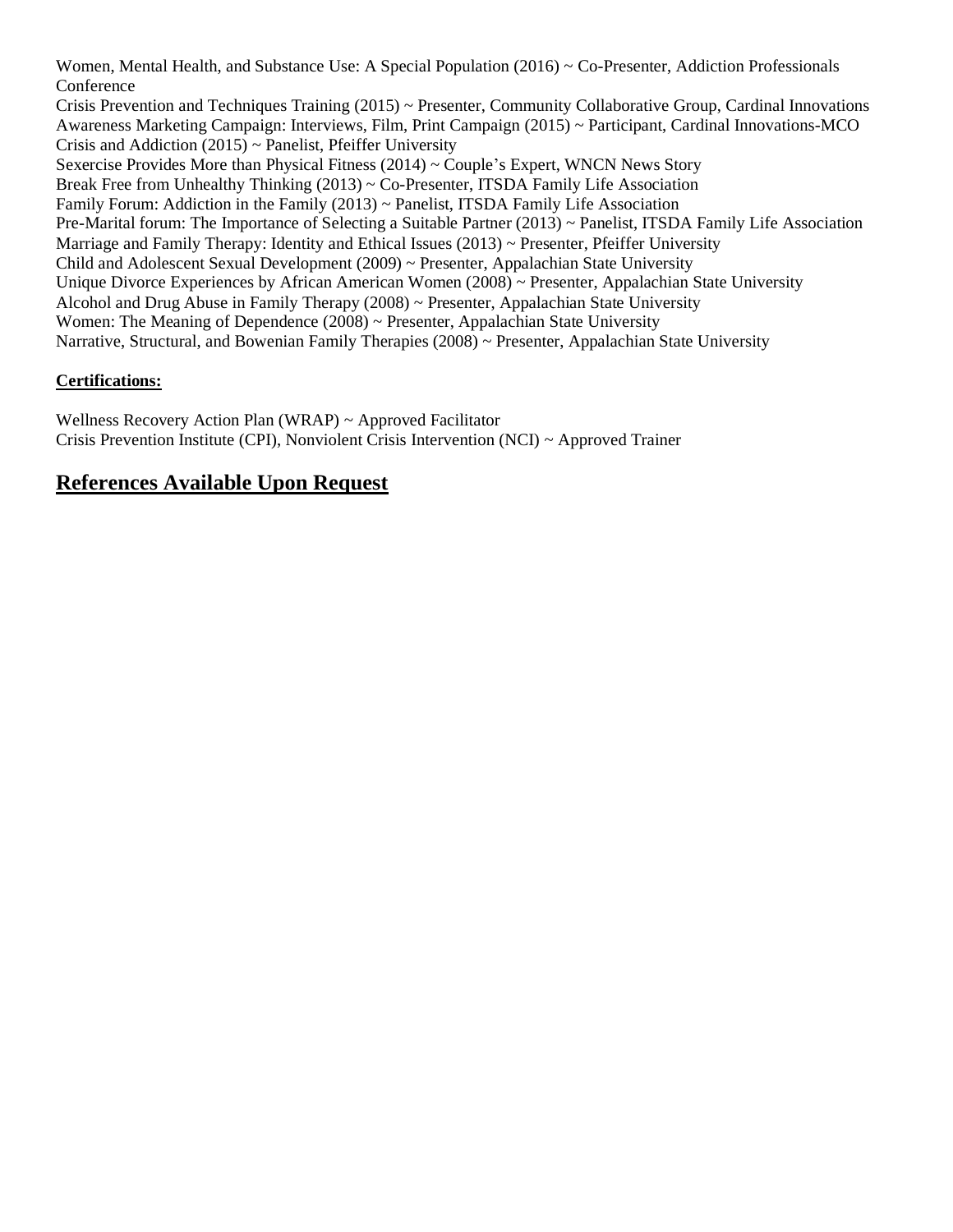Women, Mental Health, and Substance Use: A Special Population (2016) ~ Co-Presenter, Addiction Professionals Conference
Crisis Prevention and Techniques Training (2015) ~ Presenter, Community Collaborative Group, Cardinal Innovations
Awareness Marketing Campaign: Interviews, Film, Print Campaign (2015) ~ Participant, Cardinal Innovations-MCO
Crisis and Addiction (2015) ~ Panelist, Pfeiffer University
Sexercise Provides More than Physical Fitness (2014) ~ Couple's Expert, WNCN News Story
Break Free from Unhealthy Thinking (2013) ~ Co-Presenter, ITSDA Family Life Association
Family Forum: Addiction in the Family (2013) ~ Panelist, ITSDA Family Life Association
Pre-Marital forum: The Importance of Selecting a Suitable Partner (2013) ~ Panelist, ITSDA Family Life Association
Marriage and Family Therapy: Identity and Ethical Issues (2013) ~ Presenter, Pfeiffer University
Child and Adolescent Sexual Development (2009) ~ Presenter, Appalachian State University
Unique Divorce Experiences by African American Women (2008) ~ Presenter, Appalachian State University
Alcohol and Drug Abuse in Family Therapy (2008) ~ Presenter, Appalachian State University
Women: The Meaning of Dependence (2008) ~ Presenter, Appalachian State University
Narrative, Structural, and Bowenian Family Therapies (2008) ~ Presenter, Appalachian State University

**Certifications:**

Wellness Recovery Action Plan (WRAP) ~ Approved Facilitator
Crisis Prevention Institute (CPI), Nonviolent Crisis Intervention (NCI) ~ Approved Trainer

## References Available Upon Request